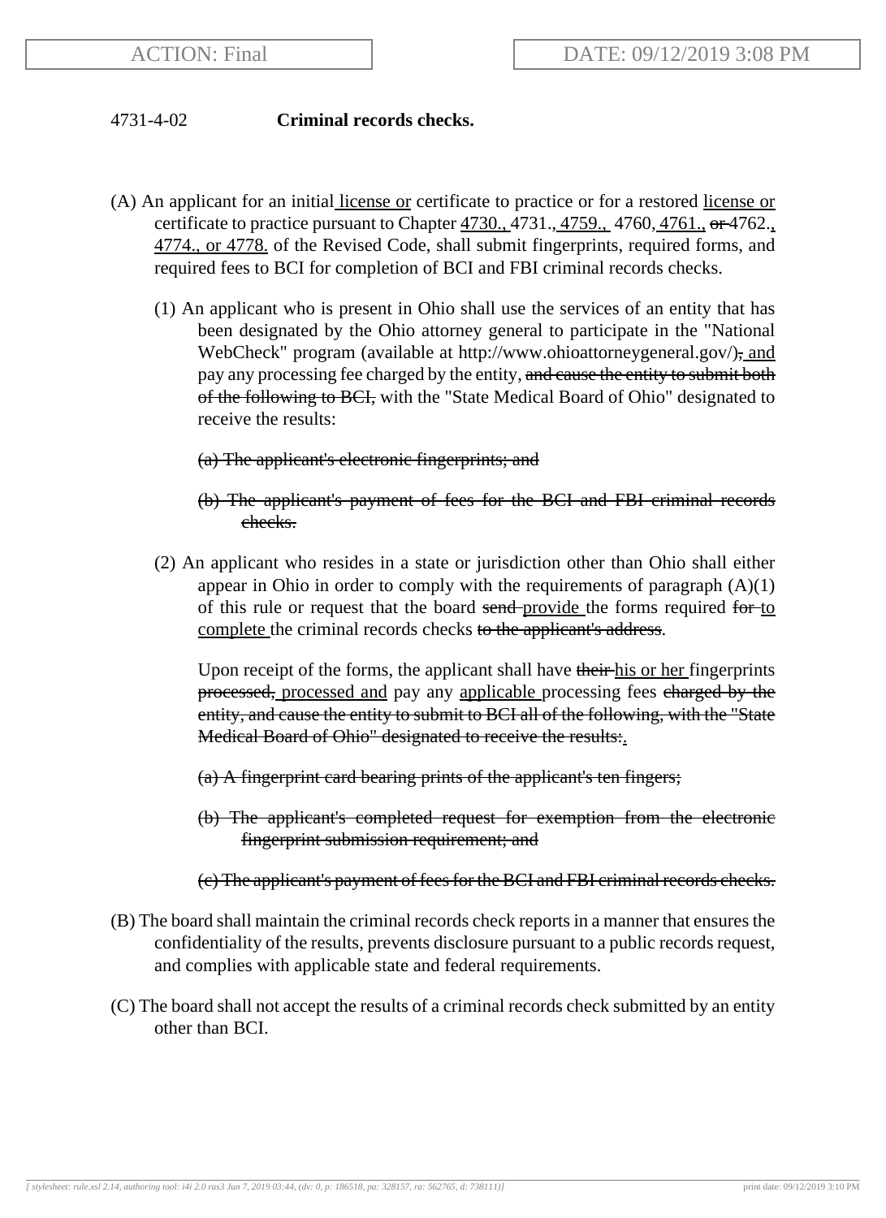ACTION: Final

DATE: 09/12/2019 3:08 PM

4731-4-02 **Criminal records checks.**

(A) An applicant for an initial license or certificate to practice or for a restored license or certificate to practice pursuant to Chapter 4730., 4731., 4759., 4760, 4761., ~~or~~ 4762., 4774., or 4778. of the Revised Code, shall submit fingerprints, required forms, and required fees to BCI for completion of BCI and FBI criminal records checks.

(1) An applicant who is present in Ohio shall use the services of an entity that has been designated by the Ohio attorney general to participate in the "National WebCheck" program (available at http://www.ohioattorneygeneral.gov/)~~,~~ and pay any processing fee charged by the entity, ~~and cause the entity to submit both of the following to BCI,~~ with the "State Medical Board of Ohio" designated to receive the results:

~~(a) The applicant's electronic fingerprints; and~~

~~(b) The applicant's payment of fees for the BCI and FBI criminal records checks.~~

(2) An applicant who resides in a state or jurisdiction other than Ohio shall either appear in Ohio in order to comply with the requirements of paragraph (A)(1) of this rule or request that the board ~~send~~ provide the forms required ~~for~~ to complete the criminal records checks ~~to the applicant's address~~.

Upon receipt of the forms, the applicant shall have ~~their~~ his or her fingerprints ~~processed,~~ processed and pay any applicable processing fees ~~charged by the entity, and cause the entity to submit to BCI all of the following, with the "State Medical Board of Ohio" designated to receive the results:~~.

~~(a) A fingerprint card bearing prints of the applicant's ten fingers;~~

~~(b) The applicant's completed request for exemption from the electronic fingerprint submission requirement; and~~

~~(c) The applicant's payment of fees for the BCI and FBI criminal records checks.~~

(B) The board shall maintain the criminal records check reports in a manner that ensures the confidentiality of the results, prevents disclosure pursuant to a public records request, and complies with applicable state and federal requirements.

(C) The board shall not accept the results of a criminal records check submitted by an entity other than BCI.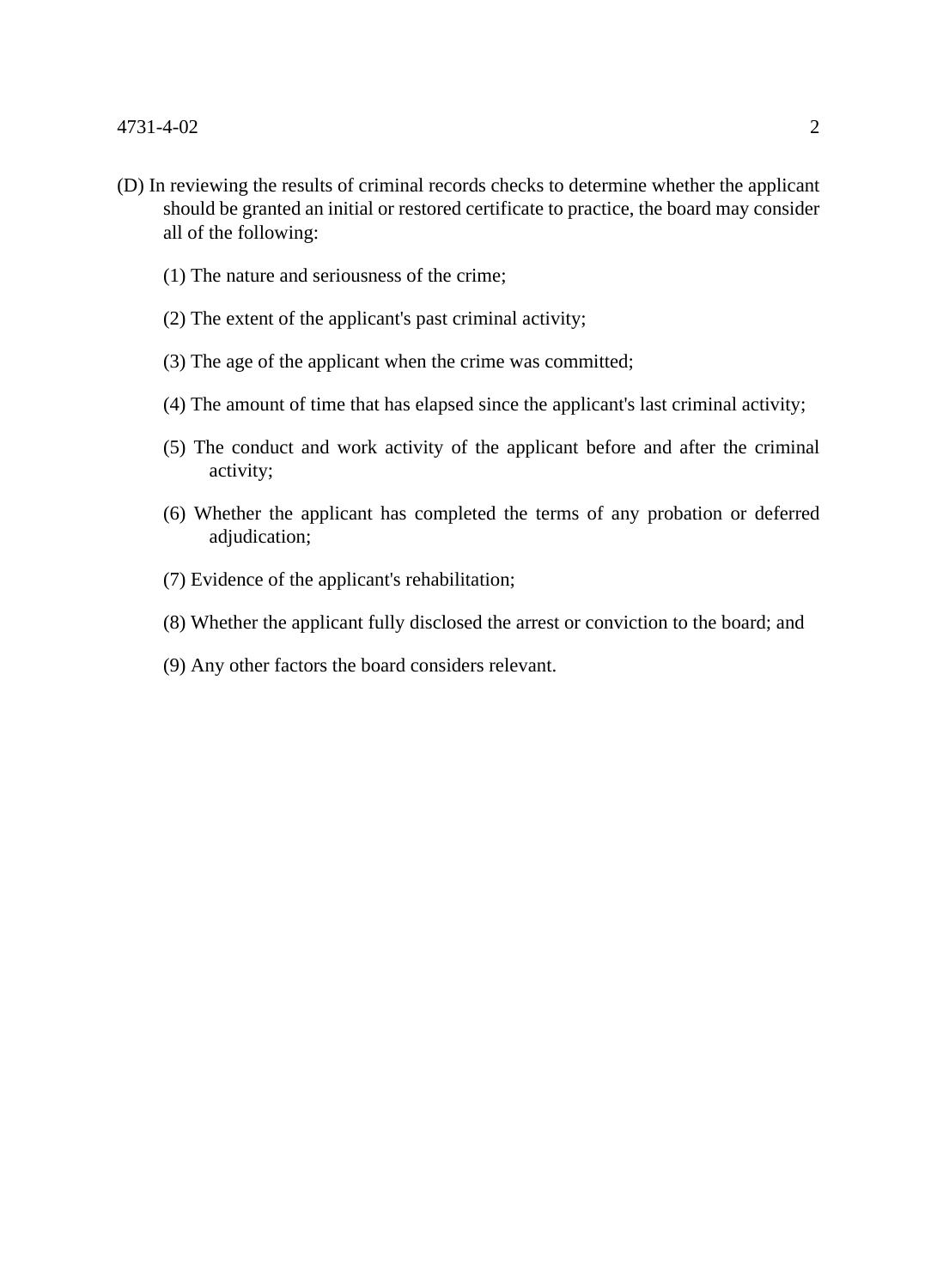(D) In reviewing the results of criminal records checks to determine whether the applicant should be granted an initial or restored certificate to practice, the board may consider all of the following:

(1) The nature and seriousness of the crime;

(2) The extent of the applicant's past criminal activity;

(3) The age of the applicant when the crime was committed;

(4) The amount of time that has elapsed since the applicant's last criminal activity;

(5) The conduct and work activity of the applicant before and after the criminal activity;

(6) Whether the applicant has completed the terms of any probation or deferred adjudication;

(7) Evidence of the applicant's rehabilitation;

(8) Whether the applicant fully disclosed the arrest or conviction to the board; and

(9) Any other factors the board considers relevant.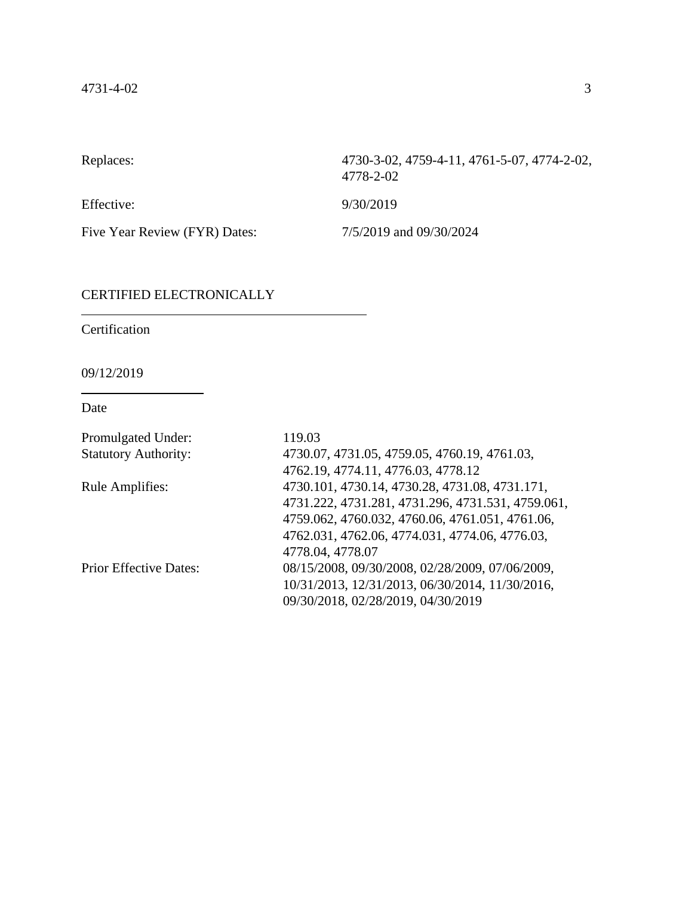| | |
|---|---|
| Replaces: | 4730-3-02, 4759-4-11, 4761-5-07, 4774-2-02, 4778-2-02 |
| Effective: | 9/30/2019 |
| Five Year Review (FYR) Dates: | 7/5/2019 and 09/30/2024 |

CERTIFIED ELECTRONICALLY

Certification

09/12/2019

Date

| | |
|---|---|
| Promulgated Under: | 119.03 |
| Statutory Authority: | 4730.07, 4731.05, 4759.05, 4760.19, 4761.03, 4762.19, 4774.11, 4776.03, 4778.12 |
| Rule Amplifies: | 4730.101, 4730.14, 4730.28, 4731.08, 4731.171, 4731.222, 4731.281, 4731.296, 4731.531, 4759.061, 4759.062, 4760.032, 4760.06, 4761.051, 4761.06, 4762.031, 4762.06, 4774.031, 4774.06, 4776.03, 4778.04, 4778.07 |
| Prior Effective Dates: | 08/15/2008, 09/30/2008, 02/28/2009, 07/06/2009, 10/31/2013, 12/31/2013, 06/30/2014, 11/30/2016, 09/30/2018, 02/28/2019, 04/30/2019 |